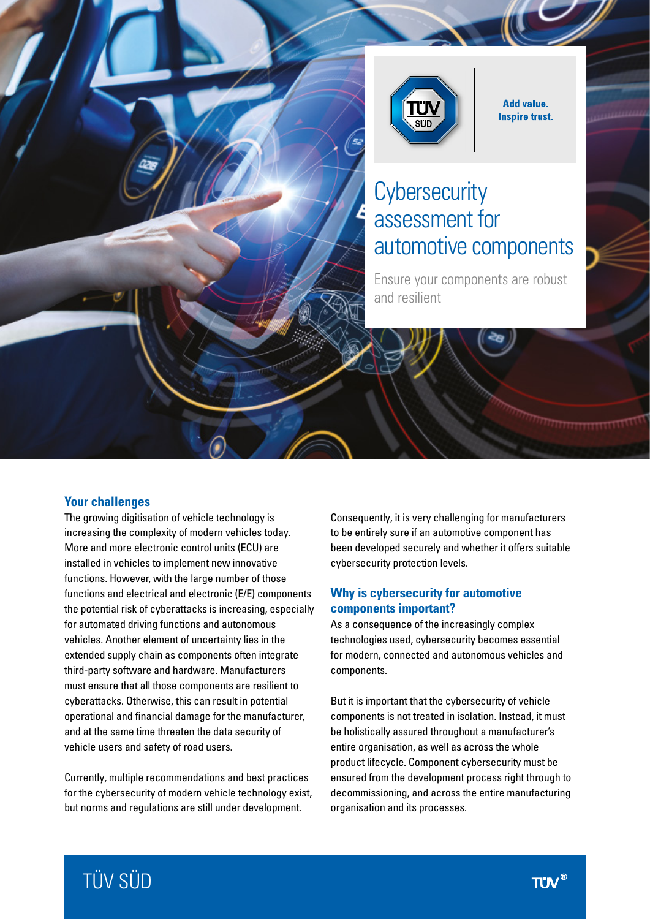Add value.
Inspire trust.

# Cybersecurity assessment for automotive components

Ensure your components are robust and resilient

## Your challenges

The growing digitisation of vehicle technology is increasing the complexity of modern vehicles today. More and more electronic control units (ECU) are installed in vehicles to implement new innovative functions. However, with the large number of those functions and electrical and electronic (E/E) components the potential risk of cyberattacks is increasing, especially for automated driving functions and autonomous vehicles. Another element of uncertainty lies in the extended supply chain as components often integrate third-party software and hardware. Manufacturers must ensure that all those components are resilient to cyberattacks. Otherwise, this can result in potential operational and financial damage for the manufacturer, and at the same time threaten the data security of vehicle users and safety of road users.

Currently, multiple recommendations and best practices for the cybersecurity of modern vehicle technology exist, but norms and regulations are still under development.

Consequently, it is very challenging for manufacturers to be entirely sure if an automotive component has been developed securely and whether it offers suitable cybersecurity protection levels.

## Why is cybersecurity for automotive components important?

As a consequence of the increasingly complex technologies used, cybersecurity becomes essential for modern, connected and autonomous vehicles and components.

But it is important that the cybersecurity of vehicle components is not treated in isolation. Instead, it must be holistically assured throughout a manufacturer's entire organisation, as well as across the whole product lifecycle. Component cybersecurity must be ensured from the development process right through to decommissioning, and across the entire manufacturing organisation and its processes.

TÜV SÜD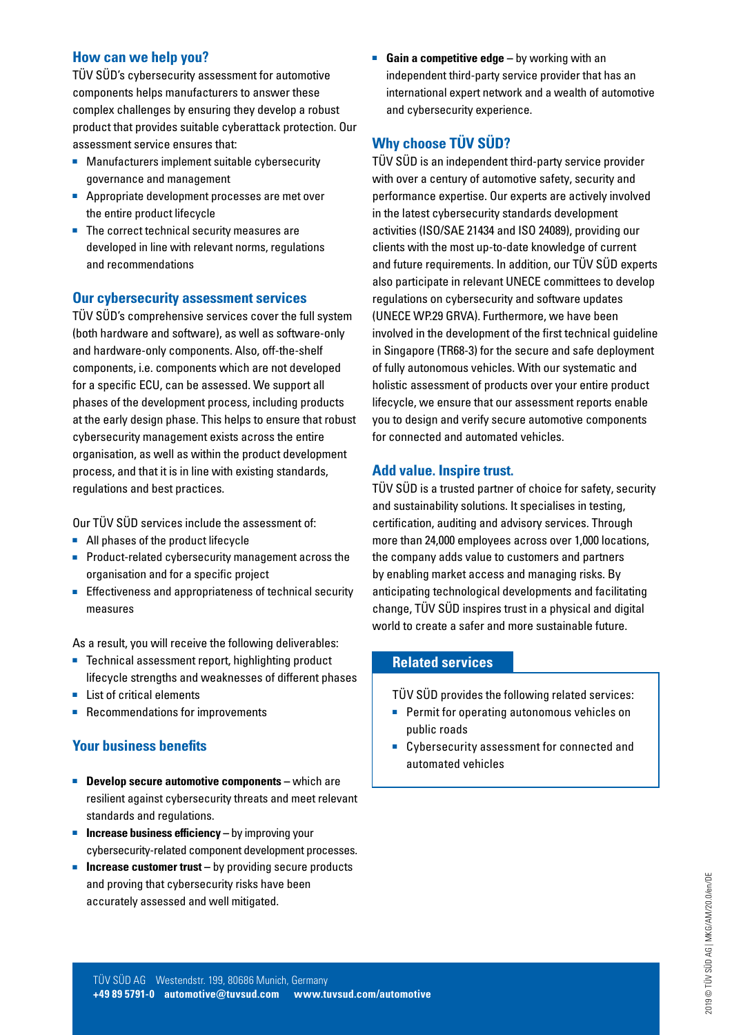## How can we help you?

TÜV SÜD's cybersecurity assessment for automotive components helps manufacturers to answer these complex challenges by ensuring they develop a robust product that provides suitable cyberattack protection. Our assessment service ensures that:

- Manufacturers implement suitable cybersecurity governance and management
- Appropriate development processes are met over the entire product lifecycle
- The correct technical security measures are developed in line with relevant norms, regulations and recommendations

## Our cybersecurity assessment services

TÜV SÜD's comprehensive services cover the full system (both hardware and software), as well as software-only and hardware-only components. Also, off-the-shelf components, i.e. components which are not developed for a specific ECU, can be assessed. We support all phases of the development process, including products at the early design phase. This helps to ensure that robust cybersecurity management exists across the entire organisation, as well as within the product development process, and that it is in line with existing standards, regulations and best practices.

Our TÜV SÜD services include the assessment of:

- All phases of the product lifecycle
- Product-related cybersecurity management across the organisation and for a specific project
- Effectiveness and appropriateness of technical security measures

As a result, you will receive the following deliverables:

- Technical assessment report, highlighting product lifecycle strengths and weaknesses of different phases
- List of critical elements
- Recommendations for improvements

## Your business benefits

- **Develop secure automotive components** – which are resilient against cybersecurity threats and meet relevant standards and regulations.
- **Increase business efficiency** – by improving your cybersecurity-related component development processes.
- **Increase customer trust** – by providing secure products and proving that cybersecurity risks have been accurately assessed and well mitigated.
- **Gain a competitive edge** – by working with an independent third-party service provider that has an international expert network and a wealth of automotive and cybersecurity experience.

## Why choose TÜV SÜD?

TÜV SÜD is an independent third-party service provider with over a century of automotive safety, security and performance expertise. Our experts are actively involved in the latest cybersecurity standards development activities (ISO/SAE 21434 and ISO 24089), providing our clients with the most up-to-date knowledge of current and future requirements. In addition, our TÜV SÜD experts also participate in relevant UNECE committees to develop regulations on cybersecurity and software updates (UNECE WP.29 GRVA). Furthermore, we have been involved in the development of the first technical guideline in Singapore (TR68-3) for the secure and safe deployment of fully autonomous vehicles. With our systematic and holistic assessment of products over your entire product lifecycle, we ensure that our assessment reports enable you to design and verify secure automotive components for connected and automated vehicles.

## Add value. Inspire trust.

TÜV SÜD is a trusted partner of choice for safety, security and sustainability solutions. It specialises in testing, certification, auditing and advisory services. Through more than 24,000 employees across over 1,000 locations, the company adds value to customers and partners by enabling market access and managing risks. By anticipating technological developments and facilitating change, TÜV SÜD inspires trust in a physical and digital world to create a safer and more sustainable future.

### Related services

TÜV SÜD provides the following related services:

- Permit for operating autonomous vehicles on public roads
- Cybersecurity assessment for connected and automated vehicles

TÜV SÜD AG Westendstr. 199, 80686 Munich, Germany
**+49 89 5791-0 automotive@tuvsud.com www.tuvsud.com/automotive**

2019 © TÜV SÜD AG | MKG/AM/20.0/en/DE